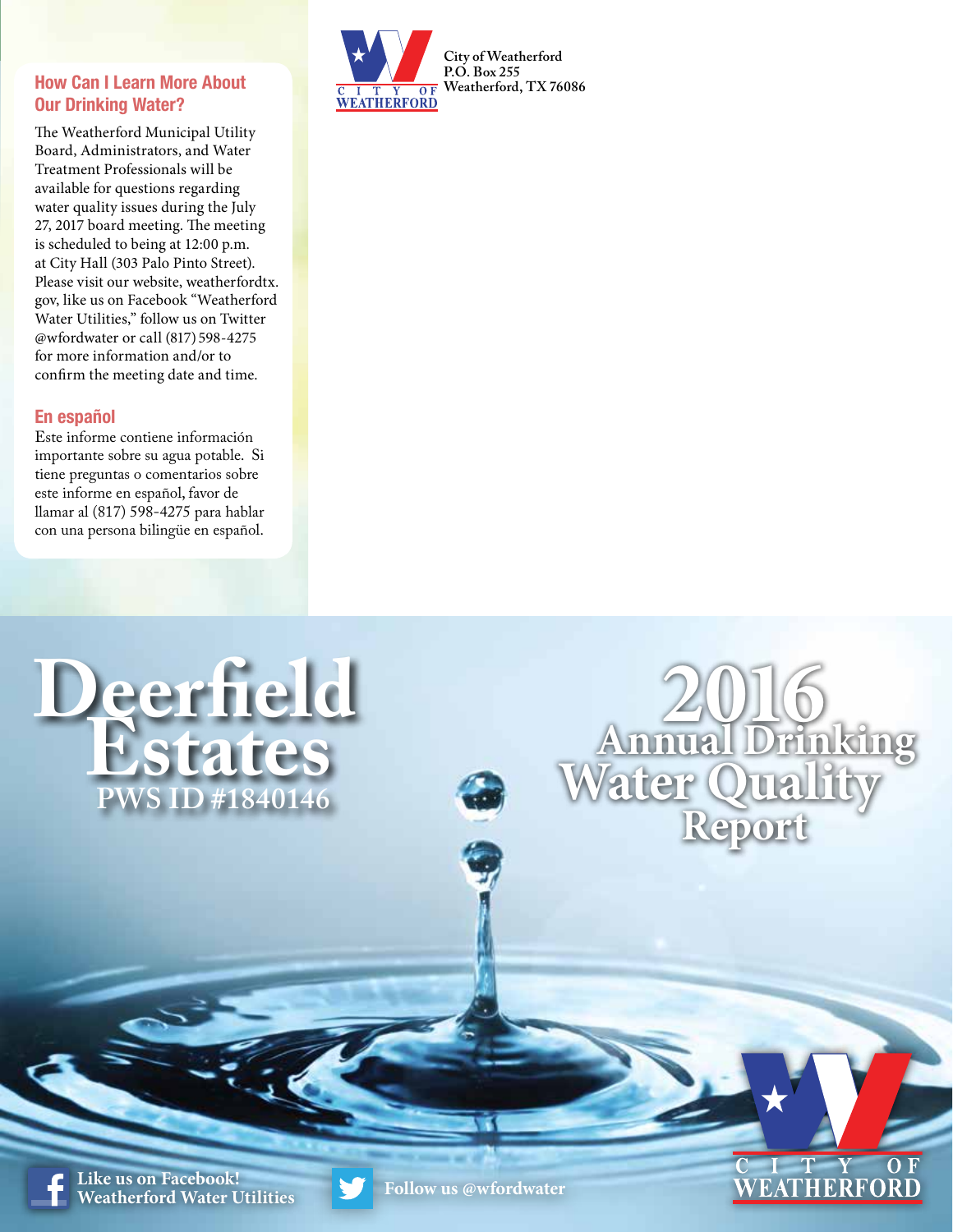## How Can I Learn More About Our Drinking Water?

The Weatherford Municipal Utility Board, Administrators, and Water Treatment Professionals will be available for questions regarding water quality issues during the July 27, 2017 board meeting. The meeting is scheduled to being at 12:00 p.m. at City Hall (303 Palo Pinto Street). Please visit our website, weatherfordtx.gov, like us on Facebook "Weatherford Water Utilities," follow us on Twitter @wfordwater or call (817) 598-4275 for more information and/or to confirm the meeting date and time.

## En español

Este informe contiene información importante sobre su agua potable. Si tiene preguntas o comentarios sobre este informe en español, favor de llamar al (817) 598-4275 para hablar con una persona bilingüe en español.

CITY OF WEATHERFORD

City of Weatherford
P.O. Box 255
Weatherford, TX 76086

# Deerfield Estates

PWS ID #1840146

# 2016 Annual Drinking Water Quality Report

Like us on Facebook!
Weatherford Water Utilities

Follow us @wfordwater

CITY OF WEATHERFORD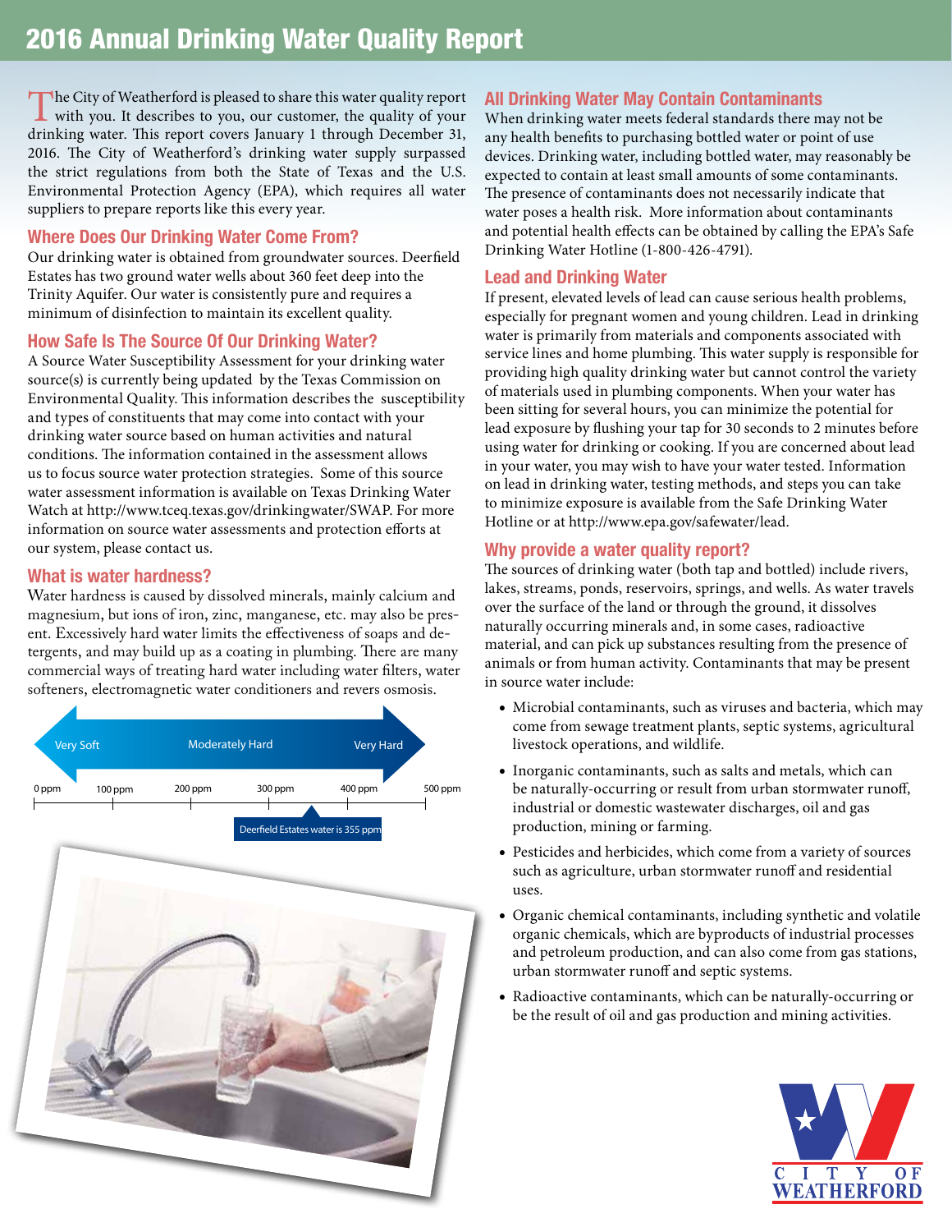# 2016 Annual Drinking Water Quality Report

The City of Weatherford is pleased to share this water quality report with you. It describes to you, our customer, the quality of your drinking water. This report covers January 1 through December 31, 2016. The City of Weatherford's drinking water supply surpassed the strict regulations from both the State of Texas and the U.S. Environmental Protection Agency (EPA), which requires all water suppliers to prepare reports like this every year.

## Where Does Our Drinking Water Come From?

Our drinking water is obtained from groundwater sources. Deerfield Estates has two ground water wells about 360 feet deep into the Trinity Aquifer. Our water is consistently pure and requires a minimum of disinfection to maintain its excellent quality.

## How Safe Is The Source Of Our Drinking Water?

A Source Water Susceptibility Assessment for your drinking water source(s) is currently being updated by the Texas Commission on Environmental Quality. This information describes the susceptibility and types of constituents that may come into contact with your drinking water source based on human activities and natural conditions. The information contained in the assessment allows us to focus source water protection strategies. Some of this source water assessment information is available on Texas Drinking Water Watch at http://www.tceq.texas.gov/drinkingwater/SWAP. For more information on source water assessments and protection efforts at our system, please contact us.

## What is water hardness?

Water hardness is caused by dissolved minerals, mainly calcium and magnesium, but ions of iron, zinc, manganese, etc. may also be present. Excessively hard water limits the effectiveness of soaps and detergents, and may build up as a coating in plumbing. There are many commercial ways of treating hard water including water filters, water softeners, electromagnetic water conditioners and revers osmosis.

Very Soft — Moderately Hard — Very Hard

0 ppm | 100 ppm | 200 ppm | 300 ppm | 400 ppm | 500 ppm

Deerfield Estates water is 355 ppm

## All Drinking Water May Contain Contaminants

When drinking water meets federal standards there may not be any health benefits to purchasing bottled water or point of use devices. Drinking water, including bottled water, may reasonably be expected to contain at least small amounts of some contaminants. The presence of contaminants does not necessarily indicate that water poses a health risk. More information about contaminants and potential health effects can be obtained by calling the EPA's Safe Drinking Water Hotline (1-800-426-4791).

## Lead and Drinking Water

If present, elevated levels of lead can cause serious health problems, especially for pregnant women and young children. Lead in drinking water is primarily from materials and components associated with service lines and home plumbing. This water supply is responsible for providing high quality drinking water but cannot control the variety of materials used in plumbing components. When your water has been sitting for several hours, you can minimize the potential for lead exposure by flushing your tap for 30 seconds to 2 minutes before using water for drinking or cooking. If you are concerned about lead in your water, you may wish to have your water tested. Information on lead in drinking water, testing methods, and steps you can take to minimize exposure is available from the Safe Drinking Water Hotline or at http://www.epa.gov/safewater/lead.

## Why provide a water quality report?

The sources of drinking water (both tap and bottled) include rivers, lakes, streams, ponds, reservoirs, springs, and wells. As water travels over the surface of the land or through the ground, it dissolves naturally occurring minerals and, in some cases, radioactive material, and can pick up substances resulting from the presence of animals or from human activity. Contaminants that may be present in source water include:

- Microbial contaminants, such as viruses and bacteria, which may come from sewage treatment plants, septic systems, agricultural livestock operations, and wildlife.
- Inorganic contaminants, such as salts and metals, which can be naturally-occurring or result from urban stormwater runoff, industrial or domestic wastewater discharges, oil and gas production, mining or farming.
- Pesticides and herbicides, which come from a variety of sources such as agriculture, urban stormwater runoff and residential uses.
- Organic chemical contaminants, including synthetic and volatile organic chemicals, which are byproducts of industrial processes and petroleum production, and can also come from gas stations, urban stormwater runoff and septic systems.
- Radioactive contaminants, which can be naturally-occurring or be the result of oil and gas production and mining activities.

CITY OF WEATHERFORD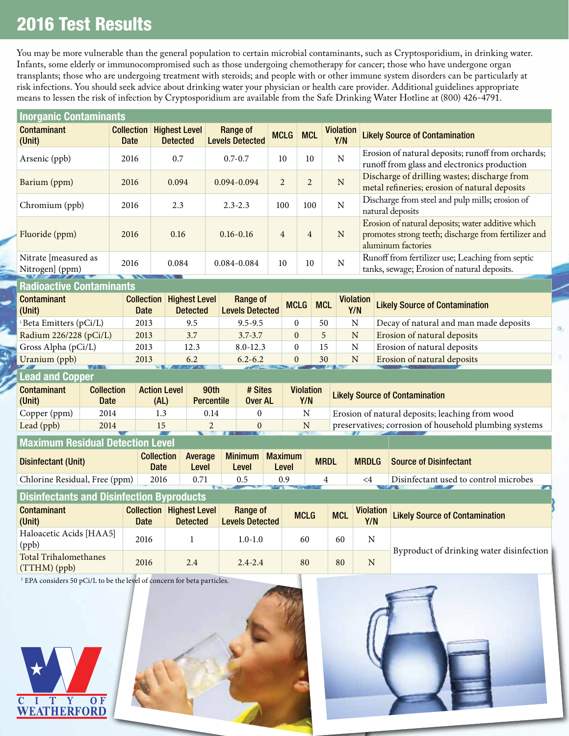# 2016 Test Results

You may be more vulnerable than the general population to certain microbial contaminants, such as Cryptosporidium, in drinking water. Infants, some elderly or immunocompromised such as those undergoing chemotherapy for cancer; those who have undergone organ transplants; those who are undergoing treatment with steroids; and people with or other immune system disorders can be particularly at risk infections. You should seek advice about drinking water your physician or health care provider. Additional guidelines appropriate means to lessen the risk of infection by Cryptosporidium are available from the Safe Drinking Water Hotline at (800) 426-4791.

## Inorganic Contaminants

| Contaminant (Unit) | Collection Date | Highest Level Detected | Range of Levels Detected | MCLG | MCL | Violation Y/N | Likely Source of Contamination |
|---|---|---|---|---|---|---|---|
| Arsenic (ppb) | 2016 | 0.7 | 0.7-0.7 | 10 | 10 | N | Erosion of natural deposits; runoff from orchards; runoff from glass and electronics production |
| Barium (ppm) | 2016 | 0.094 | 0.094-0.094 | 2 | 2 | N | Discharge of drilling wastes; discharge from metal refineries; erosion of natural deposits |
| Chromium (ppb) | 2016 | 2.3 | 2.3-2.3 | 100 | 100 | N | Discharge from steel and pulp mills; erosion of natural deposits |
| Fluoride (ppm) | 2016 | 0.16 | 0.16-0.16 | 4 | 4 | N | Erosion of natural deposits; water additive which promotes strong teeth; discharge from fertilizer and aluminum factories |
| Nitrate [measured as Nitrogen] (ppm) | 2016 | 0.084 | 0.084-0.084 | 10 | 10 | N | Runoff from fertilizer use; Leaching from septic tanks, sewage; Erosion of natural deposits. |

## Radioactive Contaminants

| Contaminant (Unit) | Collection Date | Highest Level Detected | Range of Levels Detected | MCLG | MCL | Violation Y/N | Likely Source of Contamination |
|---|---|---|---|---|---|---|---|
| [1]Beta Emitters (pCi/L) | 2013 | 9.5 | 9.5-9.5 | 0 | 50 | N | Decay of natural and man made deposits |
| Radium 226/228 (pCi/L) | 2013 | 3.7 | 3.7-3.7 | 0 | 5 | N | Erosion of natural deposits |
| Gross Alpha (pCi/L) | 2013 | 12.3 | 8.0-12.3 | 0 | 15 | N | Erosion of natural deposits |
| Uranium (ppb) | 2013 | 6.2 | 6.2-6.2 | 0 | 30 | N | Erosion of natural deposits |

## Lead and Copper

| Contaminant (Unit) | Collection Date | Action Level (AL) | 90th Percentile | # Sites Over AL | Violation Y/N | Likely Source of Contamination |
|---|---|---|---|---|---|---|
| Copper (ppm) | 2014 | 1.3 | 0.14 | 0 | N | Erosion of natural deposits; leaching from wood preservatives; corrosion of household plumbing systems |
| Lead (ppb) | 2014 | 15 | 2 | 0 | N | |

## Maximum Residual Detection Level

| Disinfectant (Unit) | Collection Date | Average Level | Minimum Level | Maximum Level | MRDL | MRDLG | Source of Disinfectant |
|---|---|---|---|---|---|---|---|
| Chlorine Residual, Free (ppm) | 2016 | 0.71 | 0.5 | 0.9 | 4 | <4 | Disinfectant used to control microbes |

## Disinfectants and Disinfection Byproducts

| Contaminant (Unit) | Collection Date | Highest Level Detected | Range of Levels Detected | MCLG | MCL | Violation Y/N | Likely Source of Contamination |
|---|---|---|---|---|---|---|---|
| Haloacetic Acids [HAA5] (ppb) | 2016 | 1 | 1.0-1.0 | 60 | 60 | N | Byproduct of drinking water disinfection |
| Total Trihalomethanes (TTHM) (ppb) | 2016 | 2.4 | 2.4-2.4 | 80 | 80 | N | |

[1] EPA considers 50 pCi/L to be the level of concern for beta particles.

CITY OF WEATHERFORD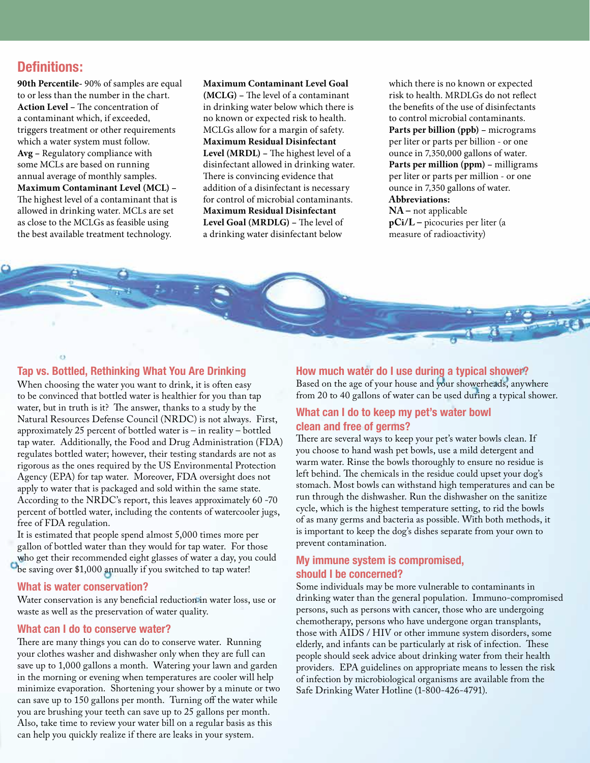## Definitions:

**90th Percentile**- 90% of samples are equal to or less than the number in the chart.

**Action Level** – The concentration of a contaminant which, if exceeded, triggers treatment or other requirements which a water system must follow.

**Avg** – Regulatory compliance with some MCLs are based on running annual average of monthly samples.

**Maximum Contaminant Level (MCL)** – The highest level of a contaminant that is allowed in drinking water. MCLs are set as close to the MCLGs as feasible using the best available treatment technology.

**Maximum Contaminant Level Goal (MCLG)** – The level of a contaminant in drinking water below which there is no known or expected risk to health. MCLGs allow for a margin of safety.

**Maximum Residual Disinfectant Level (MRDL)** – The highest level of a disinfectant allowed in drinking water. There is convincing evidence that addition of a disinfectant is necessary for control of microbial contaminants.

**Maximum Residual Disinfectant Level Goal (MRDLG)** – The level of a drinking water disinfectant below which there is no known or expected risk to health. MRDLGs do not reflect the benefits of the use of disinfectants to control microbial contaminants.

**Parts per billion (ppb)** – micrograms per liter or parts per billion - or one ounce in 7,350,000 gallons of water.

**Parts per million (ppm)** – milligrams per liter or parts per million - or one ounce in 7,350 gallons of water.

**Abbreviations:**

**NA –** not applicable

**pCi/L –** picocuries per liter (a measure of radioactivity)

### Tap vs. Bottled, Rethinking What You Are Drinking

When choosing the water you want to drink, it is often easy to be convinced that bottled water is healthier for you than tap water, but in truth is it? The answer, thanks to a study by the Natural Resources Defense Council (NRDC) is not always. First, approximately 25 percent of bottled water is – in reality – bottled tap water. Additionally, the Food and Drug Administration (FDA) regulates bottled water; however, their testing standards are not as rigorous as the ones required by the US Environmental Protection Agency (EPA) for tap water. Moreover, FDA oversight does not apply to water that is packaged and sold within the same state. According to the NRDC's report, this leaves approximately 60 -70 percent of bottled water, including the contents of watercooler jugs, free of FDA regulation.

It is estimated that people spend almost 5,000 times more per gallon of bottled water than they would for tap water. For those who get their recommended eight glasses of water a day, you could be saving over $1,000 annually if you switched to tap water!

### What is water conservation?

Water conservation is any beneficial reduction in water loss, use or waste as well as the preservation of water quality.

### What can I do to conserve water?

There are many things you can do to conserve water. Running your clothes washer and dishwasher only when they are full can save up to 1,000 gallons a month. Watering your lawn and garden in the morning or evening when temperatures are cooler will help minimize evaporation. Shortening your shower by a minute or two can save up to 150 gallons per month. Turning off the water while you are brushing your teeth can save up to 25 gallons per month. Also, take time to review your water bill on a regular basis as this can help you quickly realize if there are leaks in your system.

### How much water do I use during a typical shower?

Based on the age of your house and your showerheads, anywhere from 20 to 40 gallons of water can be used during a typical shower.

### What can I do to keep my pet's water bowl clean and free of germs?

There are several ways to keep your pet's water bowls clean. If you choose to hand wash pet bowls, use a mild detergent and warm water. Rinse the bowls thoroughly to ensure no residue is left behind. The chemicals in the residue could upset your dog's stomach. Most bowls can withstand high temperatures and can be run through the dishwasher. Run the dishwasher on the sanitize cycle, which is the highest temperature setting, to rid the bowls of as many germs and bacteria as possible. With both methods, it is important to keep the dog's dishes separate from your own to prevent contamination.

### My immune system is compromised, should I be concerned?

Some individuals may be more vulnerable to contaminants in drinking water than the general population. Immuno-compromised persons, such as persons with cancer, those who are undergoing chemotherapy, persons who have undergone organ transplants, those with AIDS / HIV or other immune system disorders, some elderly, and infants can be particularly at risk of infection. These people should seek advice about drinking water from their health providers. EPA guidelines on appropriate means to lessen the risk of infection by microbiological organisms are available from the Safe Drinking Water Hotline (1-800-426-4791).